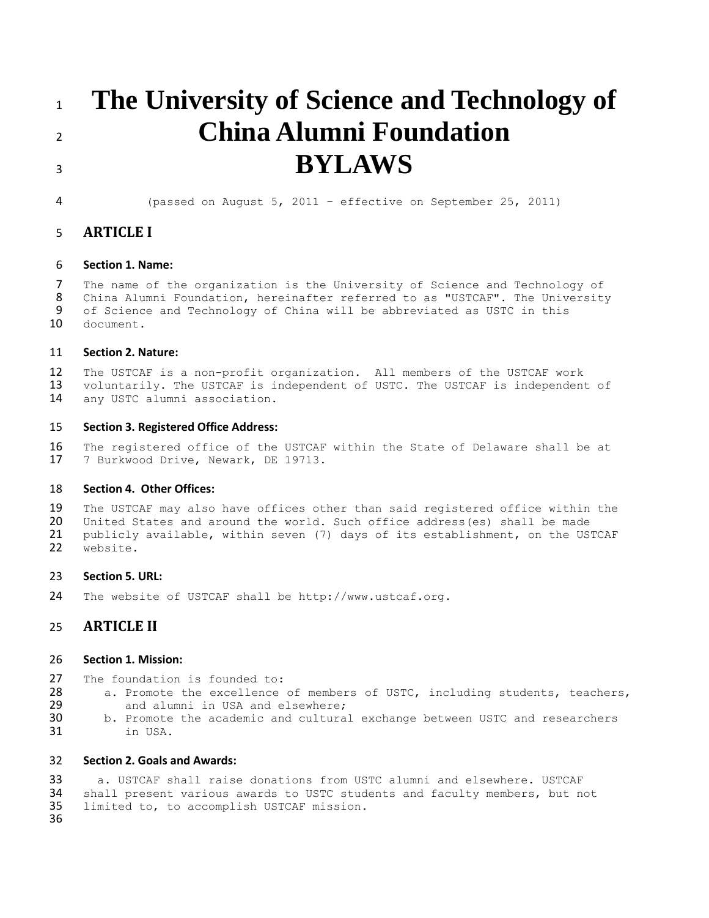# The University of Science and Technology of China Alumni Foundation BYLAWS

(passed on August 5, 2011 – effective on September 25, 2011)

## ARTICLE I

### Section 1. Name:

The name of the organization is the University of Science and Technology of China Alumni Foundation, hereinafter referred to as "USTCAF". The University of Science and Technology of China will be abbreviated as USTC in this document.

### Section 2. Nature:

The USTCAF is a non-profit organization. All members of the USTCAF work voluntarily. The USTCAF is independent of USTC. The USTCAF is independent of any USTC alumni association.

### Section 3. Registered Office Address:

The registered office of the USTCAF within the State of Delaware shall be at 7 Burkwood Drive, Newark, DE 19713.

### Section 4. Other Offices:

The USTCAF may also have offices other than said registered office within the United States and around the world. Such office address(es) shall be made publicly available, within seven (7) days of its establishment, on the USTCAF website.

### Section 5. URL:

The website of USTCAF shall be http://www.ustcaf.org.

## ARTICLE II

### Section 1. Mission:

The foundation is founded to:

a. Promote the excellence of members of USTC, including students, teachers, and alumni in USA and elsewhere;
b. Promote the academic and cultural exchange between USTC and researchers in USA.

### Section 2. Goals and Awards:

a. USTCAF shall raise donations from USTC alumni and elsewhere. USTCAF shall present various awards to USTC students and faculty members, but not limited to, to accomplish USTCAF mission.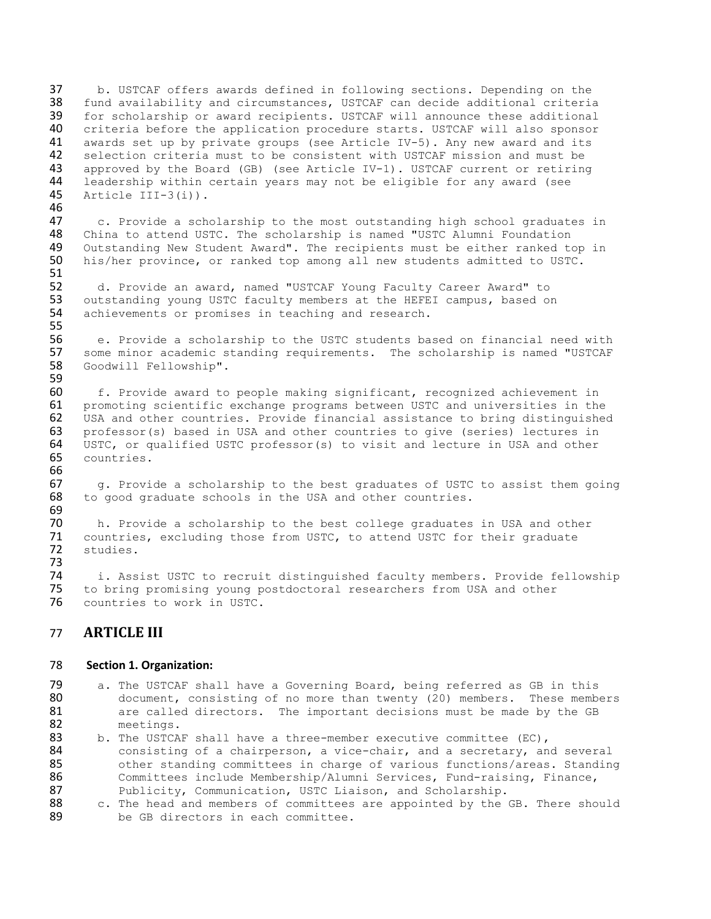b. USTCAF offers awards defined in following sections. Depending on the fund availability and circumstances, USTCAF can decide additional criteria for scholarship or award recipients. USTCAF will announce these additional criteria before the application procedure starts. USTCAF will also sponsor awards set up by private groups (see Article IV-5). Any new award and its selection criteria must to be consistent with USTCAF mission and must be approved by the Board (GB) (see Article IV-1). USTCAF current or retiring leadership within certain years may not be eligible for any award (see Article III-3(i)).

c. Provide a scholarship to the most outstanding high school graduates in China to attend USTC. The scholarship is named "USTC Alumni Foundation Outstanding New Student Award". The recipients must be either ranked top in his/her province, or ranked top among all new students admitted to USTC.

d. Provide an award, named "USTCAF Young Faculty Career Award" to outstanding young USTC faculty members at the HEFEI campus, based on achievements or promises in teaching and research.

e. Provide a scholarship to the USTC students based on financial need with some minor academic standing requirements. The scholarship is named "USTCAF Goodwill Fellowship".

f. Provide award to people making significant, recognized achievement in promoting scientific exchange programs between USTC and universities in the USA and other countries. Provide financial assistance to bring distinguished professor(s) based in USA and other countries to give (series) lectures in USTC, or qualified USTC professor(s) to visit and lecture in USA and other countries.

g. Provide a scholarship to the best graduates of USTC to assist them going to good graduate schools in the USA and other countries.

h. Provide a scholarship to the best college graduates in USA and other countries, excluding those from USTC, to attend USTC for their graduate studies.

i. Assist USTC to recruit distinguished faculty members. Provide fellowship to bring promising young postdoctoral researchers from USA and other countries to work in USTC.

## ARTICLE III

### Section 1. Organization:

a. The USTCAF shall have a Governing Board, being referred as GB in this document, consisting of no more than twenty (20) members. These members are called directors. The important decisions must be made by the GB meetings.

b. The USTCAF shall have a three-member executive committee (EC), consisting of a chairperson, a vice-chair, and a secretary, and several other standing committees in charge of various functions/areas. Standing Committees include Membership/Alumni Services, Fund-raising, Finance, Publicity, Communication, USTC Liaison, and Scholarship.

c. The head and members of committees are appointed by the GB. There should be GB directors in each committee.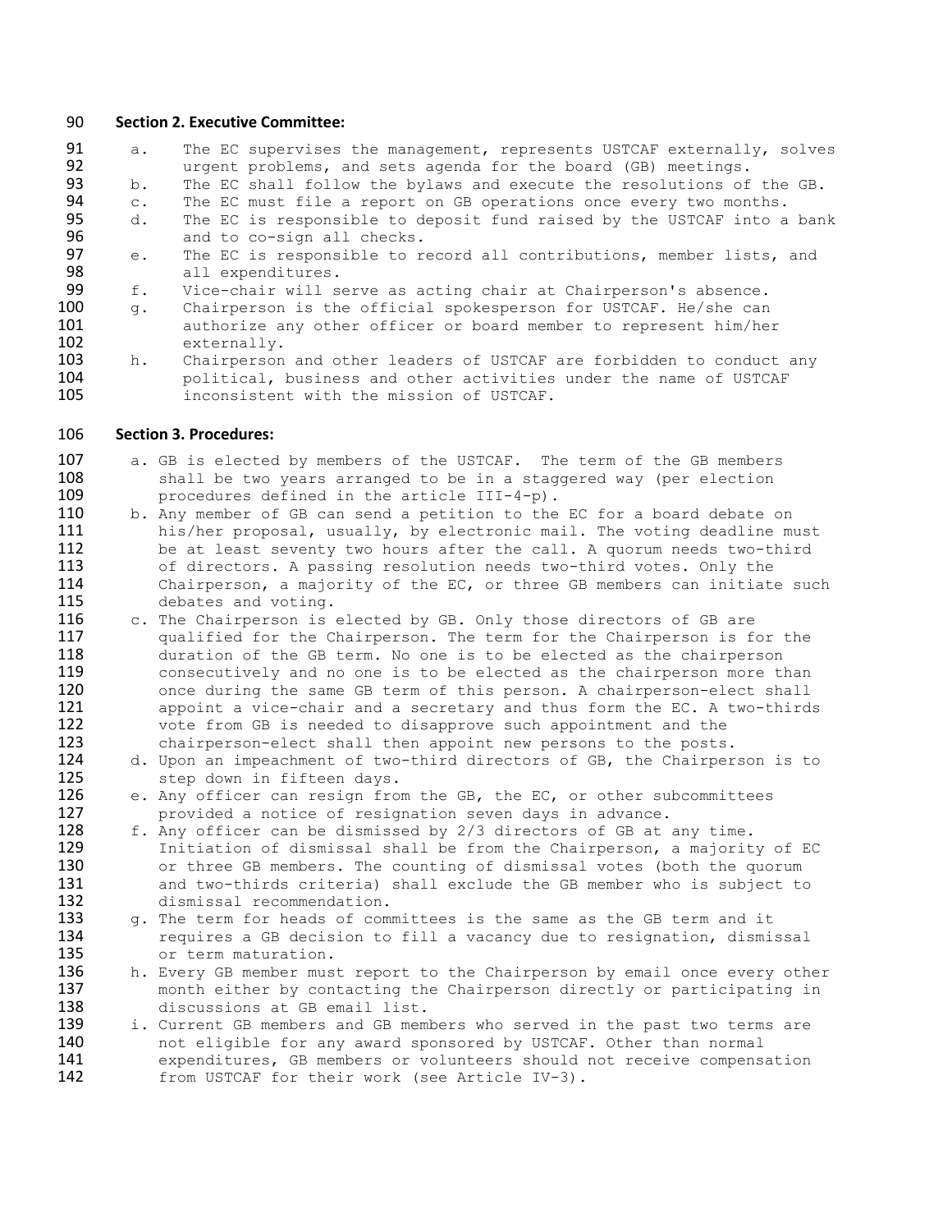**Section 2. Executive Committee:**

a. The EC supervises the management, represents USTCAF externally, solves urgent problems, and sets agenda for the board (GB) meetings.
b. The EC shall follow the bylaws and execute the resolutions of the GB.
c. The EC must file a report on GB operations once every two months.
d. The EC is responsible to deposit fund raised by the USTCAF into a bank and to co-sign all checks.
e. The EC is responsible to record all contributions, member lists, and all expenditures.
f. Vice-chair will serve as acting chair at Chairperson's absence.
g. Chairperson is the official spokesperson for USTCAF. He/she can authorize any other officer or board member to represent him/her externally.
h. Chairperson and other leaders of USTCAF are forbidden to conduct any political, business and other activities under the name of USTCAF inconsistent with the mission of USTCAF.

**Section 3. Procedures:**

a. GB is elected by members of the USTCAF. The term of the GB members shall be two years arranged to be in a staggered way (per election procedures defined in the article III-4-p).
b. Any member of GB can send a petition to the EC for a board debate on his/her proposal, usually, by electronic mail. The voting deadline must be at least seventy two hours after the call. A quorum needs two-third of directors. A passing resolution needs two-third votes. Only the Chairperson, a majority of the EC, or three GB members can initiate such debates and voting.
c. The Chairperson is elected by GB. Only those directors of GB are qualified for the Chairperson. The term for the Chairperson is for the duration of the GB term. No one is to be elected as the chairperson consecutively and no one is to be elected as the chairperson more than once during the same GB term of this person. A chairperson-elect shall appoint a vice-chair and a secretary and thus form the EC. A two-thirds vote from GB is needed to disapprove such appointment and the chairperson-elect shall then appoint new persons to the posts.
d. Upon an impeachment of two-third directors of GB, the Chairperson is to step down in fifteen days.
e. Any officer can resign from the GB, the EC, or other subcommittees provided a notice of resignation seven days in advance.
f. Any officer can be dismissed by 2/3 directors of GB at any time. Initiation of dismissal shall be from the Chairperson, a majority of EC or three GB members. The counting of dismissal votes (both the quorum and two-thirds criteria) shall exclude the GB member who is subject to dismissal recommendation.
g. The term for heads of committees is the same as the GB term and it requires a GB decision to fill a vacancy due to resignation, dismissal or term maturation.
h. Every GB member must report to the Chairperson by email once every other month either by contacting the Chairperson directly or participating in discussions at GB email list.
i. Current GB members and GB members who served in the past two terms are not eligible for any award sponsored by USTCAF. Other than normal expenditures, GB members or volunteers should not receive compensation from USTCAF for their work (see Article IV-3).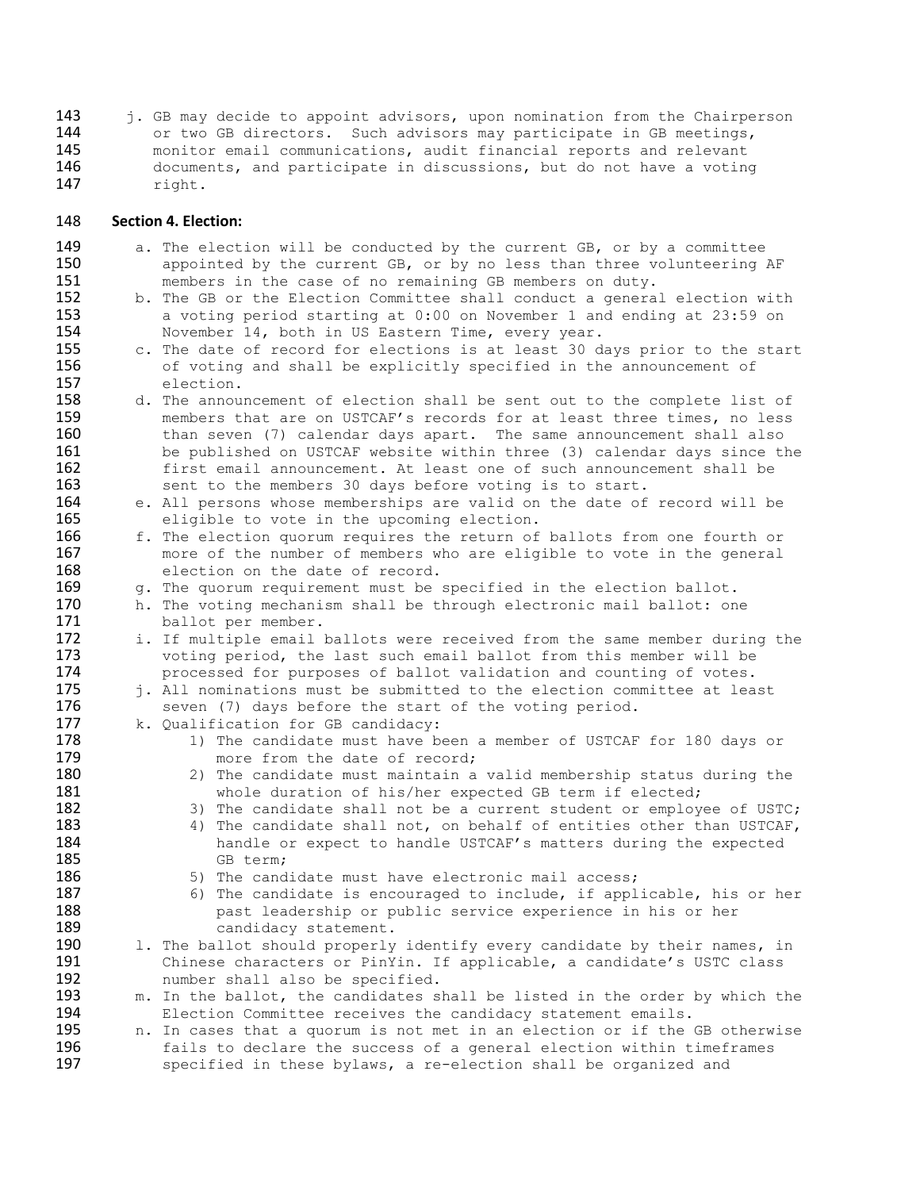j. GB may decide to appoint advisors, upon nomination from the Chairperson or two GB directors. Such advisors may participate in GB meetings, monitor email communications, audit financial reports and relevant documents, and participate in discussions, but do not have a voting right.

**Section 4. Election:**

a. The election will be conducted by the current GB, or by a committee appointed by the current GB, or by no less than three volunteering AF members in the case of no remaining GB members on duty.
b. The GB or the Election Committee shall conduct a general election with a voting period starting at 0:00 on November 1 and ending at 23:59 on November 14, both in US Eastern Time, every year.
c. The date of record for elections is at least 30 days prior to the start of voting and shall be explicitly specified in the announcement of election.
d. The announcement of election shall be sent out to the complete list of members that are on USTCAF's records for at least three times, no less than seven (7) calendar days apart. The same announcement shall also be published on USTCAF website within three (3) calendar days since the first email announcement. At least one of such announcement shall be sent to the members 30 days before voting is to start.
e. All persons whose memberships are valid on the date of record will be eligible to vote in the upcoming election.
f. The election quorum requires the return of ballots from one fourth or more of the number of members who are eligible to vote in the general election on the date of record.
g. The quorum requirement must be specified in the election ballot.
h. The voting mechanism shall be through electronic mail ballot: one ballot per member.
i. If multiple email ballots were received from the same member during the voting period, the last such email ballot from this member will be processed for purposes of ballot validation and counting of votes.
j. All nominations must be submitted to the election committee at least seven (7) days before the start of the voting period.
k. Qualification for GB candidacy:
    1) The candidate must have been a member of USTCAF for 180 days or more from the date of record;
    2) The candidate must maintain a valid membership status during the whole duration of his/her expected GB term if elected;
    3) The candidate shall not be a current student or employee of USTC;
    4) The candidate shall not, on behalf of entities other than USTCAF, handle or expect to handle USTCAF's matters during the expected GB term;
    5) The candidate must have electronic mail access;
    6) The candidate is encouraged to include, if applicable, his or her past leadership or public service experience in his or her candidacy statement.
l. The ballot should properly identify every candidate by their names, in Chinese characters or PinYin. If applicable, a candidate's USTC class number shall also be specified.
m. In the ballot, the candidates shall be listed in the order by which the Election Committee receives the candidacy statement emails.
n. In cases that a quorum is not met in an election or if the GB otherwise fails to declare the success of a general election within timeframes specified in these bylaws, a re-election shall be organized and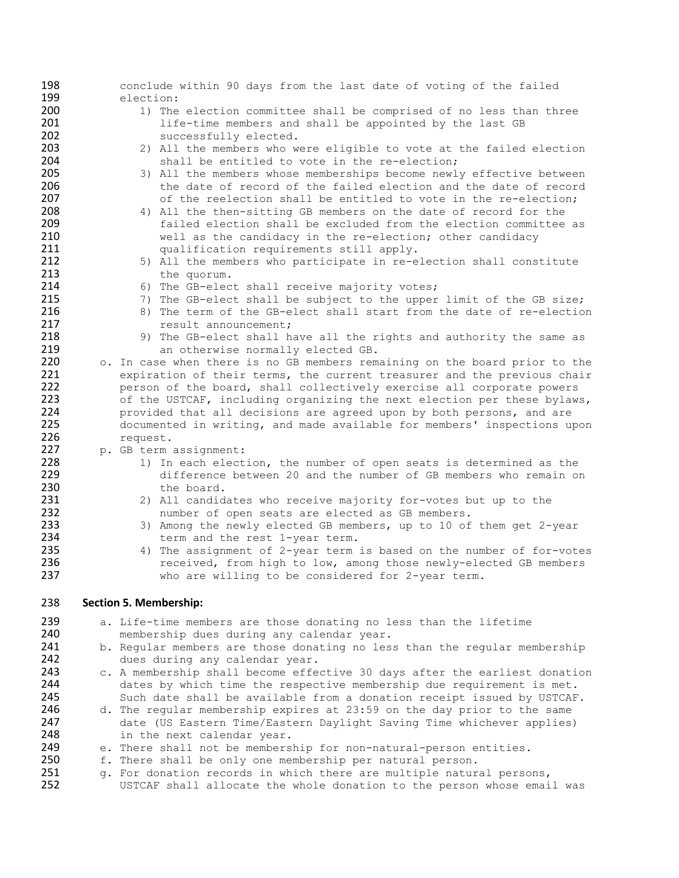conclude within 90 days from the last date of voting of the failed election:

1) The election committee shall be comprised of no less than three life-time members and shall be appointed by the last GB successfully elected.
2) All the members who were eligible to vote at the failed election shall be entitled to vote in the re-election;
3) All the members whose memberships become newly effective between the date of record of the failed election and the date of record of the reelection shall be entitled to vote in the re-election;
4) All the then-sitting GB members on the date of record for the failed election shall be excluded from the election committee as well as the candidacy in the re-election; other candidacy qualification requirements still apply.
5) All the members who participate in re-election shall constitute the quorum.
6) The GB-elect shall receive majority votes;
7) The GB-elect shall be subject to the upper limit of the GB size;
8) The term of the GB-elect shall start from the date of re-election result announcement;
9) The GB-elect shall have all the rights and authority the same as an otherwise normally elected GB.

o. In case when there is no GB members remaining on the board prior to the expiration of their terms, the current treasurer and the previous chair person of the board, shall collectively exercise all corporate powers of the USTCAF, including organizing the next election per these bylaws, provided that all decisions are agreed upon by both persons, and are documented in writing, and made available for members' inspections upon request.

p. GB term assignment:

1) In each election, the number of open seats is determined as the difference between 20 and the number of GB members who remain on the board.
2) All candidates who receive majority for-votes but up to the number of open seats are elected as GB members.
3) Among the newly elected GB members, up to 10 of them get 2-year term and the rest 1-year term.
4) The assignment of 2-year term is based on the number of for-votes received, from high to low, among those newly-elected GB members who are willing to be considered for 2-year term.

**Section 5. Membership:**

a. Life-time members are those donating no less than the lifetime membership dues during any calendar year.

b. Regular members are those donating no less than the regular membership dues during any calendar year.

c. A membership shall become effective 30 days after the earliest donation dates by which time the respective membership due requirement is met. Such date shall be available from a donation receipt issued by USTCAF.

d. The regular membership expires at 23:59 on the day prior to the same date (US Eastern Time/Eastern Daylight Saving Time whichever applies) in the next calendar year.

e. There shall not be membership for non-natural-person entities.

f. There shall be only one membership per natural person.

g. For donation records in which there are multiple natural persons, USTCAF shall allocate the whole donation to the person whose email was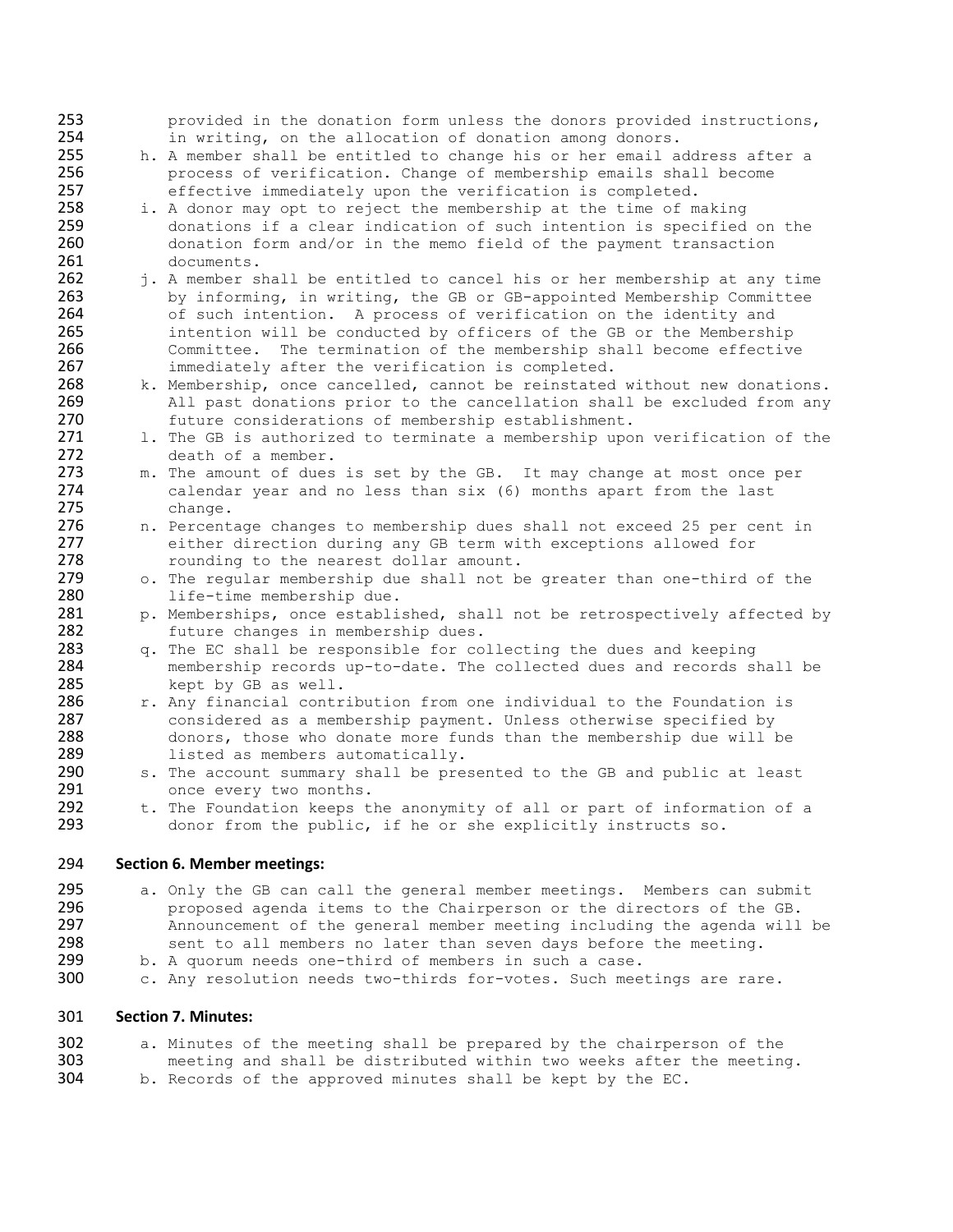provided in the donation form unless the donors provided instructions, in writing, on the allocation of donation among donors.

h. A member shall be entitled to change his or her email address after a process of verification. Change of membership emails shall become effective immediately upon the verification is completed.

i. A donor may opt to reject the membership at the time of making donations if a clear indication of such intention is specified on the donation form and/or in the memo field of the payment transaction documents.

j. A member shall be entitled to cancel his or her membership at any time by informing, in writing, the GB or GB-appointed Membership Committee of such intention. A process of verification on the identity and intention will be conducted by officers of the GB or the Membership Committee. The termination of the membership shall become effective immediately after the verification is completed.

k. Membership, once cancelled, cannot be reinstated without new donations. All past donations prior to the cancellation shall be excluded from any future considerations of membership establishment.

l. The GB is authorized to terminate a membership upon verification of the death of a member.

m. The amount of dues is set by the GB. It may change at most once per calendar year and no less than six (6) months apart from the last change.

n. Percentage changes to membership dues shall not exceed 25 per cent in either direction during any GB term with exceptions allowed for rounding to the nearest dollar amount.

o. The regular membership due shall not be greater than one-third of the life-time membership due.

p. Memberships, once established, shall not be retrospectively affected by future changes in membership dues.

q. The EC shall be responsible for collecting the dues and keeping membership records up-to-date. The collected dues and records shall be kept by GB as well.

r. Any financial contribution from one individual to the Foundation is considered as a membership payment. Unless otherwise specified by donors, those who donate more funds than the membership due will be listed as members automatically.

s. The account summary shall be presented to the GB and public at least once every two months.

t. The Foundation keeps the anonymity of all or part of information of a donor from the public, if he or she explicitly instructs so.

**Section 6. Member meetings:**

a. Only the GB can call the general member meetings. Members can submit proposed agenda items to the Chairperson or the directors of the GB. Announcement of the general member meeting including the agenda will be sent to all members no later than seven days before the meeting.

b. A quorum needs one-third of members in such a case.

c. Any resolution needs two-thirds for-votes. Such meetings are rare.

**Section 7. Minutes:**

a. Minutes of the meeting shall be prepared by the chairperson of the meeting and shall be distributed within two weeks after the meeting.

b. Records of the approved minutes shall be kept by the EC.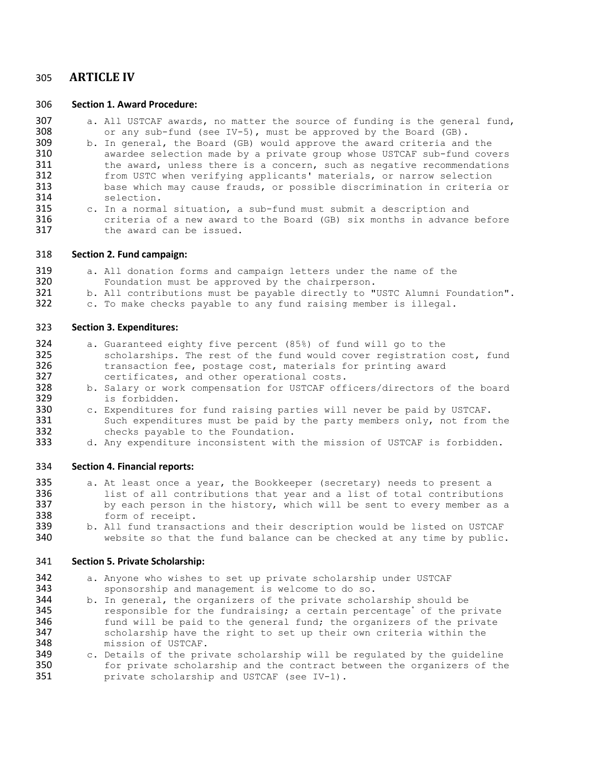## ARTICLE IV

### Section 1. Award Procedure:

a. All USTCAF awards, no matter the source of funding is the general fund, or any sub-fund (see IV-5), must be approved by the Board (GB).

b. In general, the Board (GB) would approve the award criteria and the awardee selection made by a private group whose USTCAF sub-fund covers the award, unless there is a concern, such as negative recommendations from USTC when verifying applicants' materials, or narrow selection base which may cause frauds, or possible discrimination in criteria or selection.

c. In a normal situation, a sub-fund must submit a description and criteria of a new award to the Board (GB) six months in advance before the award can be issued.

### Section 2. Fund campaign:

a. All donation forms and campaign letters under the name of the Foundation must be approved by the chairperson.

b. All contributions must be payable directly to "USTC Alumni Foundation".

c. To make checks payable to any fund raising member is illegal.

### Section 3. Expenditures:

a. Guaranteed eighty five percent (85%) of fund will go to the scholarships. The rest of the fund would cover registration cost, fund transaction fee, postage cost, materials for printing award certificates, and other operational costs.

b. Salary or work compensation for USTCAF officers/directors of the board is forbidden.

c. Expenditures for fund raising parties will never be paid by USTCAF. Such expenditures must be paid by the party members only, not from the checks payable to the Foundation.

d. Any expenditure inconsistent with the mission of USTCAF is forbidden.

### Section 4. Financial reports:

a. At least once a year, the Bookkeeper (secretary) needs to present a list of all contributions that year and a list of total contributions by each person in the history, which will be sent to every member as a form of receipt.

b. All fund transactions and their description would be listed on USTCAF website so that the fund balance can be checked at any time by public.

### Section 5. Private Scholarship:

a. Anyone who wishes to set up private scholarship under USTCAF sponsorship and management is welcome to do so.

b. In general, the organizers of the private scholarship should be responsible for the fundraising; a certain percentage* of the private fund will be paid to the general fund; the organizers of the private scholarship have the right to set up their own criteria within the mission of USTCAF.

c. Details of the private scholarship will be regulated by the guideline for private scholarship and the contract between the organizers of the private scholarship and USTCAF (see IV-1).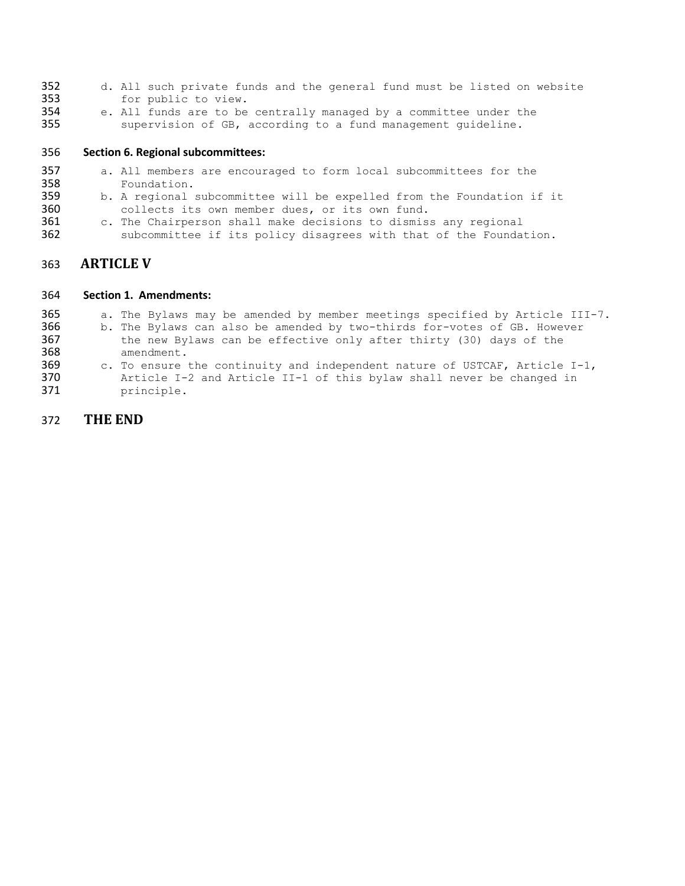d. All such private funds and the general fund must be listed on website for public to view.

e. All funds are to be centrally managed by a committee under the supervision of GB, according to a fund management guideline.

**Section 6. Regional subcommittees:**

a. All members are encouraged to form local subcommittees for the Foundation.

b. A regional subcommittee will be expelled from the Foundation if it collects its own member dues, or its own fund.

c. The Chairperson shall make decisions to dismiss any regional subcommittee if its policy disagrees with that of the Foundation.

# ARTICLE V

**Section 1. Amendments:**

a. The Bylaws may be amended by member meetings specified by Article III-7.

b. The Bylaws can also be amended by two-thirds for-votes of GB. However the new Bylaws can be effective only after thirty (30) days of the amendment.

c. To ensure the continuity and independent nature of USTCAF, Article I-1, Article I-2 and Article II-1 of this bylaw shall never be changed in principle.

# THE END